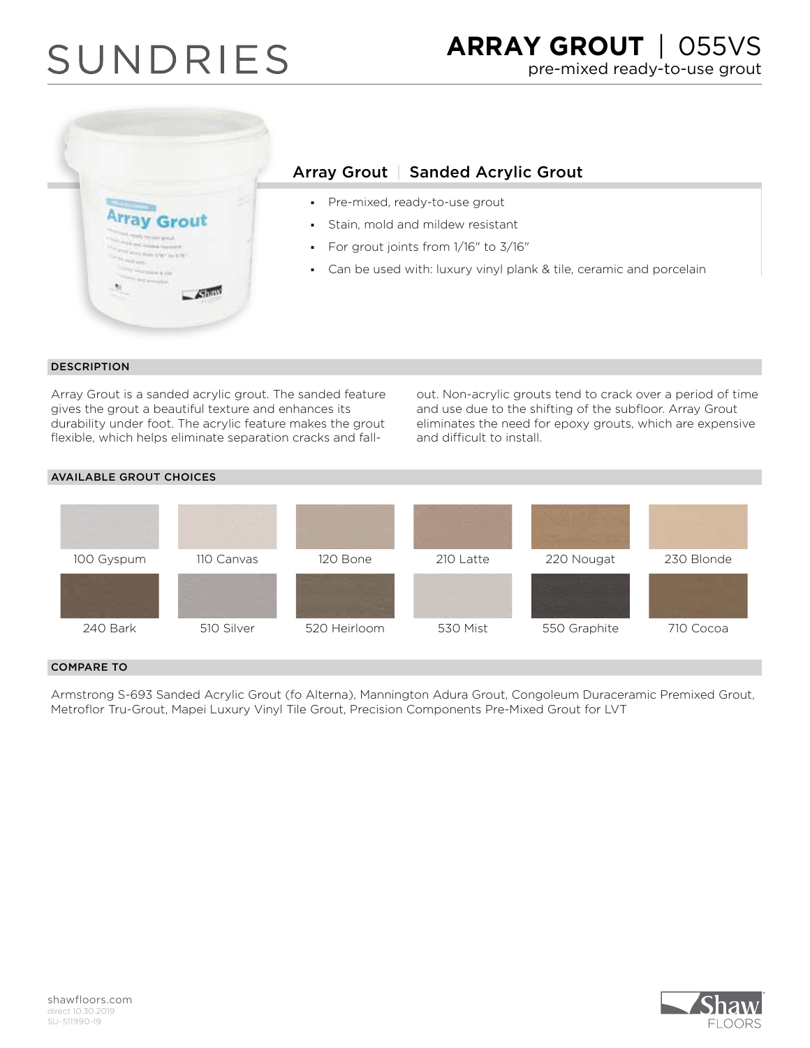# SUNDRIES

# ARRAY GROUT | 055VS

pre-mixed ready-to-use grout

## Array Grout | Sanded Acrylic Grout

- Pre-mixed, ready-to-use grout
- Stain, mold and mildew resistant
- For grout joints from 1/16" to 3/16"
- Can be used with: luxury vinyl plank & tile, ceramic and porcelain

### DESCRIPTION

Array Grout is a sanded acrylic grout. The sanded feature gives the grout a beautiful texture and enhances its durability under foot. The acrylic feature makes the grout flexible, which helps eliminate separation cracks and fall-out. Non-acrylic grouts tend to crack over a period of time and use due to the shifting of the subfloor. Array Grout eliminates the need for epoxy grouts, which are expensive and difficult to install.

### AVAILABLE GROUT CHOICES

| | | | | | |
|---|---|---|---|---|---|
| 100 Gyspum | 110 Canvas | 120 Bone | 210 Latte | 220 Nougat | 230 Blonde |
| 240 Bark | 510 Silver | 520 Heirloom | 530 Mist | 550 Graphite | 710 Cocoa |

### COMPARE TO

Armstrong S-693 Sanded Acrylic Grout (fo Alterna), Mannington Adura Grout, Congoleum Duraceramic Premixed Grout, Metroflor Tru-Grout, Mapei Luxury Vinyl Tile Grout, Precision Components Pre-Mixed Grout for LVT

shawfloors.com
direct 10.30.2019
SU-511990-19

Shaw FLOORS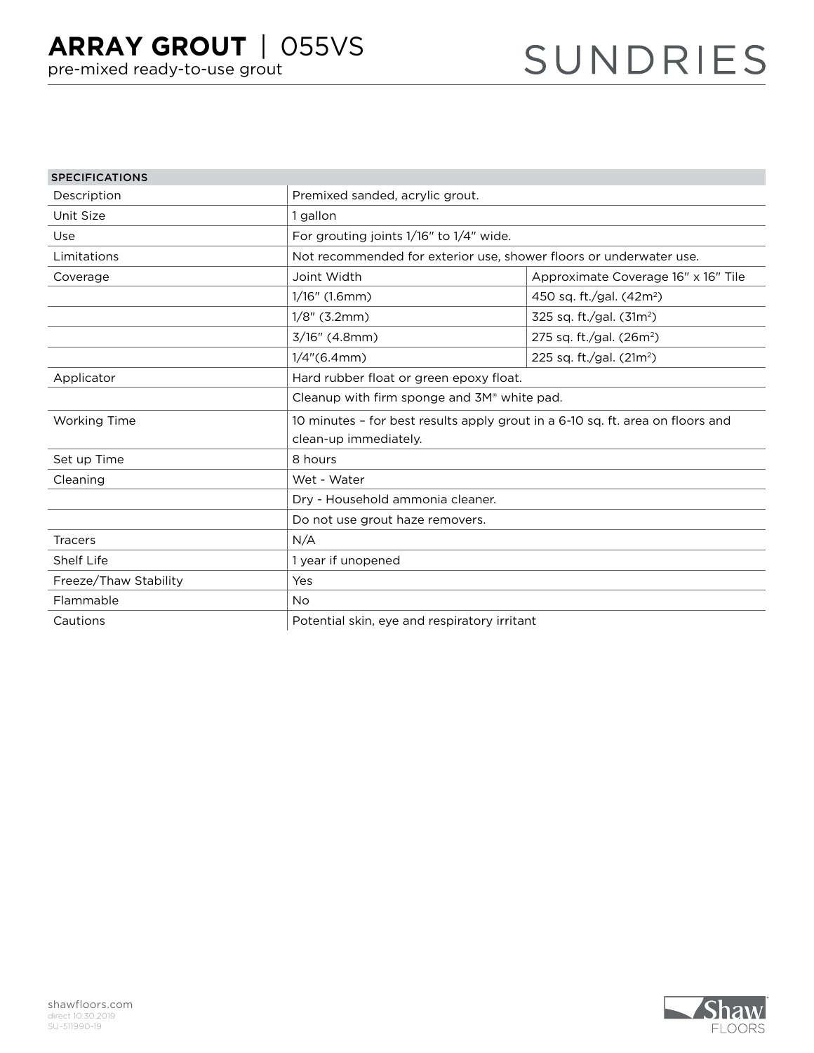# ARRAY GROUT | 055VS

pre-mixed ready-to-use grout

SUNDRIES

| SPECIFICATIONS | | |
|---|---|---|
| Description | Premixed sanded, acrylic grout. | |
| Unit Size | 1 gallon | |
| Use | For grouting joints 1/16" to 1/4" wide. | |
| Limitations | Not recommended for exterior use, shower floors or underwater use. | |
| Coverage | Joint Width | Approximate Coverage 16" x 16" Tile |
| | 1/16" (1.6mm) | 450 sq. ft./gal. ($42m^2$) |
| | 1/8" (3.2mm) | 325 sq. ft./gal. ($31m^2$) |
| | 3/16" (4.8mm) | 275 sq. ft./gal. ($26m^2$) |
| | 1/4"(6.4mm) | 225 sq. ft./gal. ($21m^2$) |
| Applicator | Hard rubber float or green epoxy float. | |
| | Cleanup with firm sponge and 3M® white pad. | |
| Working Time | 10 minutes – for best results apply grout in a 6-10 sq. ft. area on floors and clean-up immediately. | |
| Set up Time | 8 hours | |
| Cleaning | Wet - Water | |
| | Dry - Household ammonia cleaner. | |
| | Do not use grout haze removers. | |
| Tracers | N/A | |
| Shelf Life | 1 year if unopened | |
| Freeze/Thaw Stability | Yes | |
| Flammable | No | |
| Cautions | Potential skin, eye and respiratory irritant | |

shawfloors.com
direct 10.30.2019
SU-511990-19

Shaw FLOORS